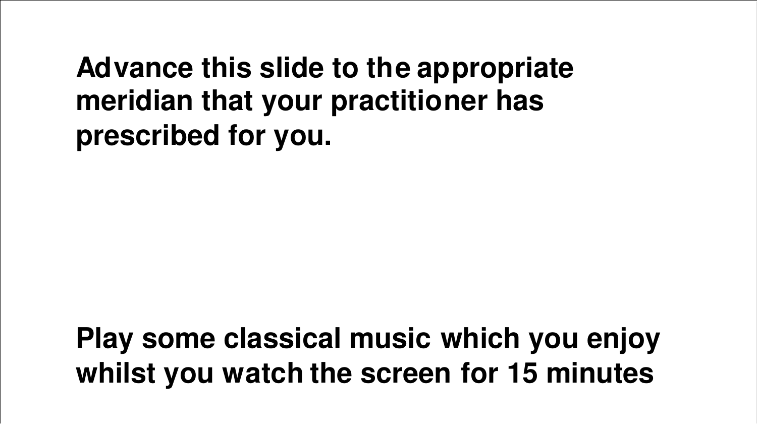**Advance this slide to the appropriate meridian that your practitioner has prescribed for you.**

**Play some classical music which you enjoy whilst you watch the screen for 15 minutes**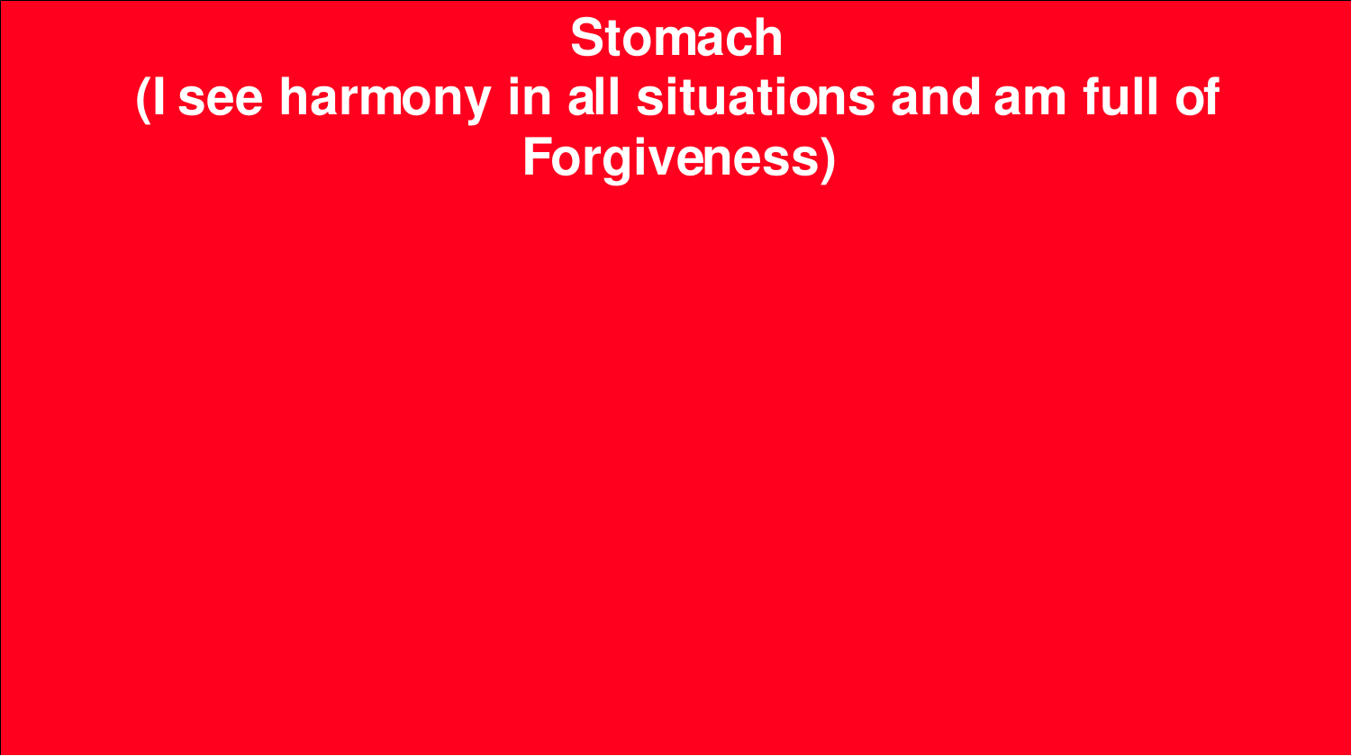# Stomach
# (I see harmony in all situations and am full of Forgiveness)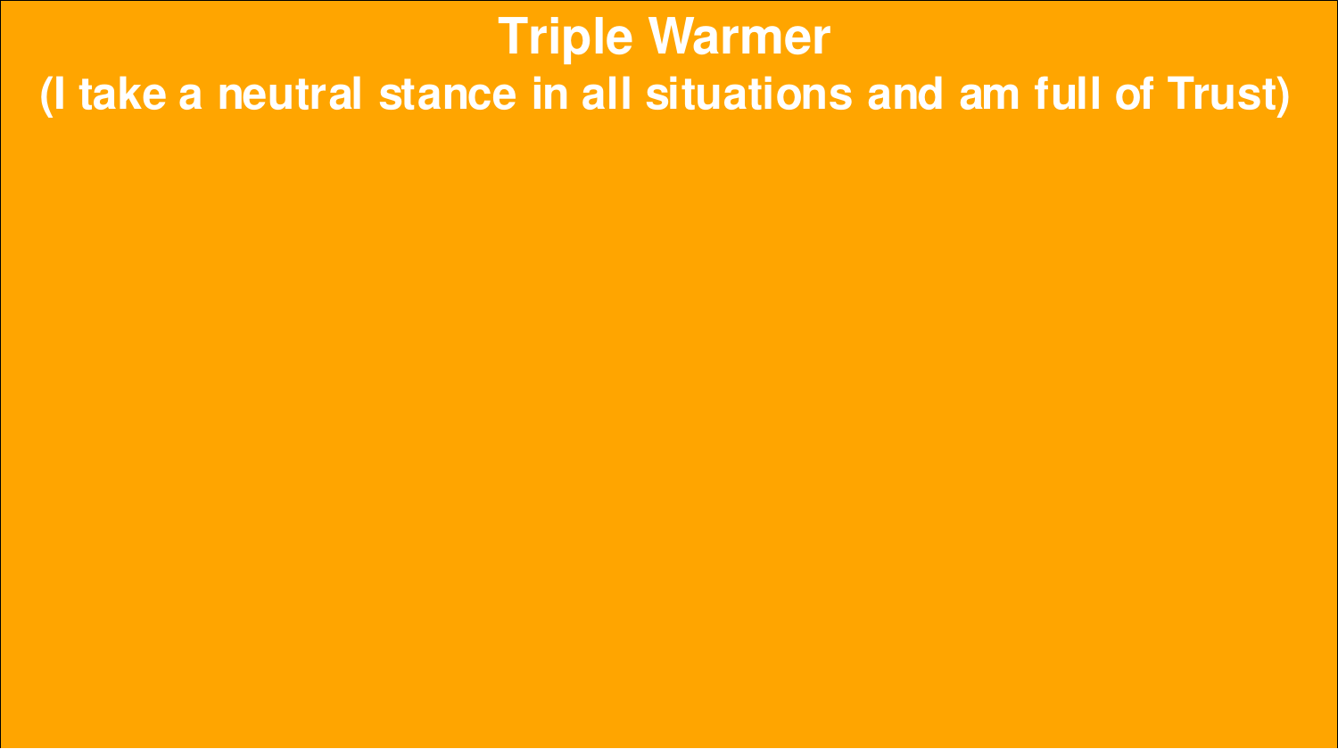# Triple Warmer

## (I take a neutral stance in all situations and am full of Trust)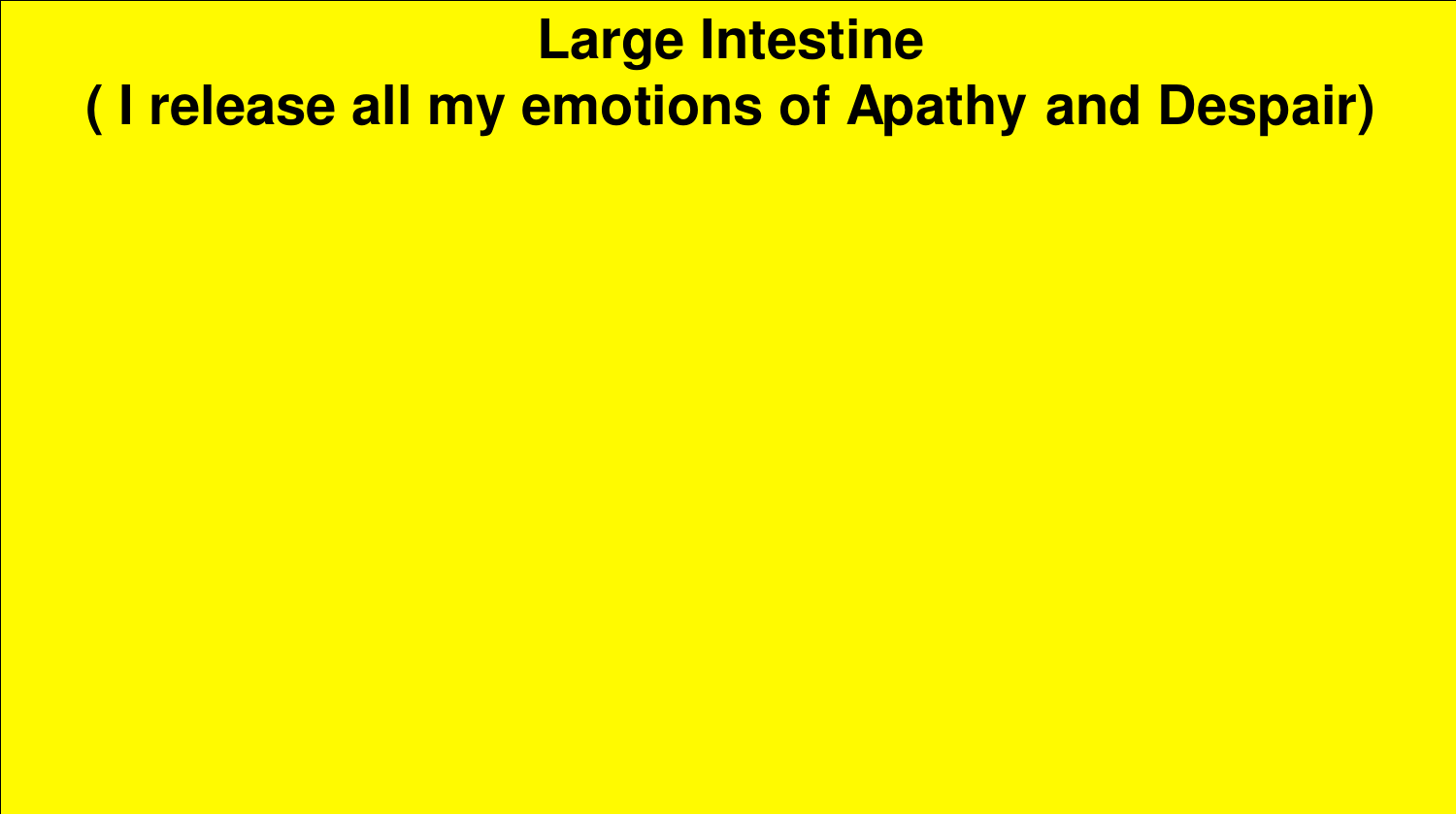# Large Intestine
# ( I release all my emotions of Apathy and Despair)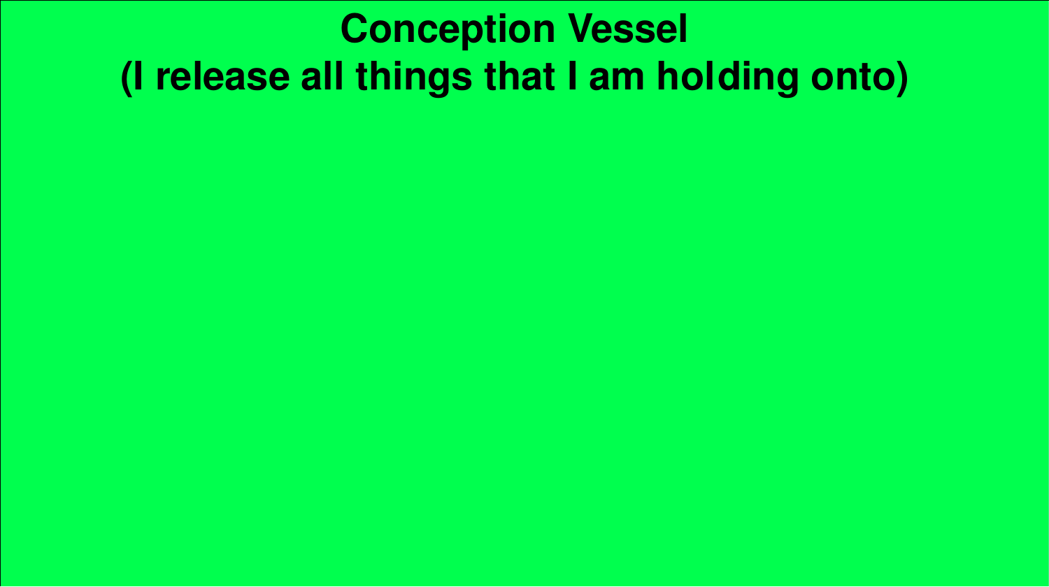# Conception Vessel
# (I release all things that I am holding onto)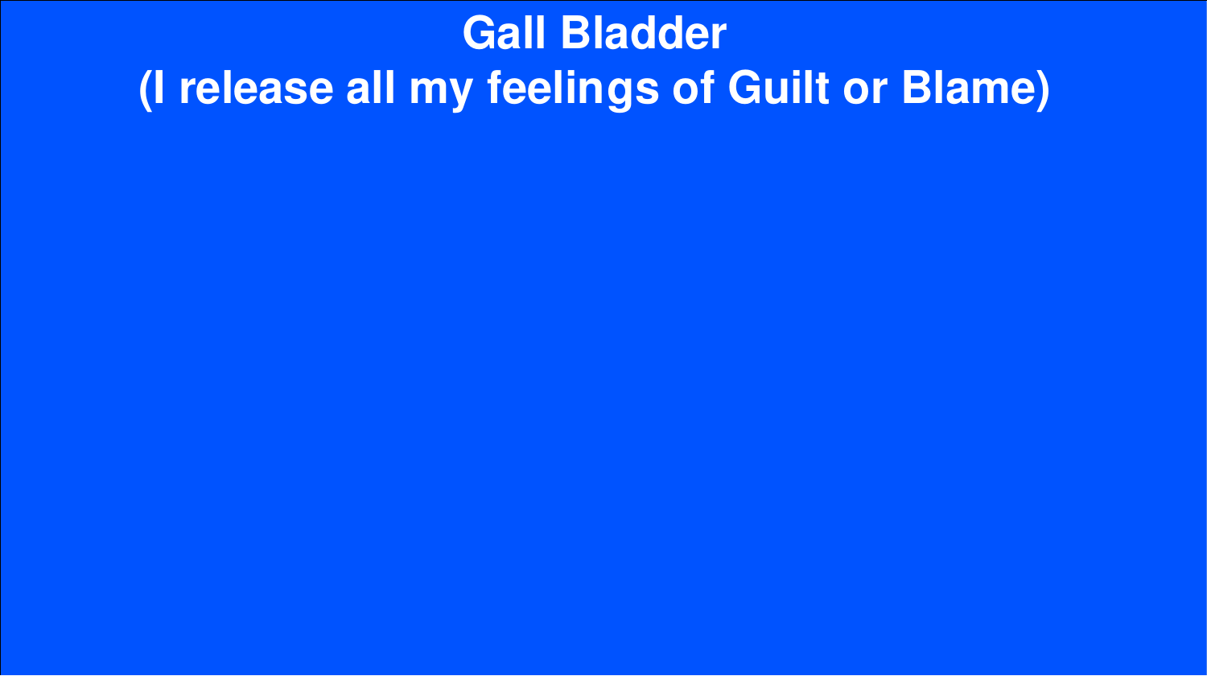# Gall Bladder
# (I release all my feelings of Guilt or Blame)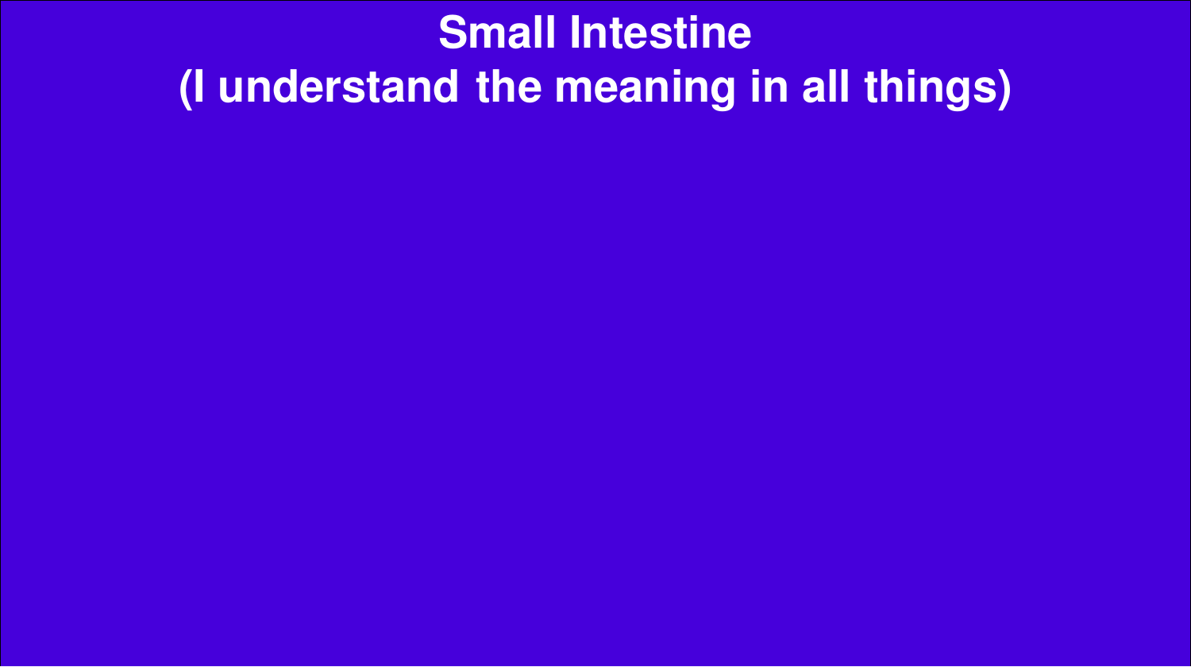# Small Intestine
## (I understand the meaning in all things)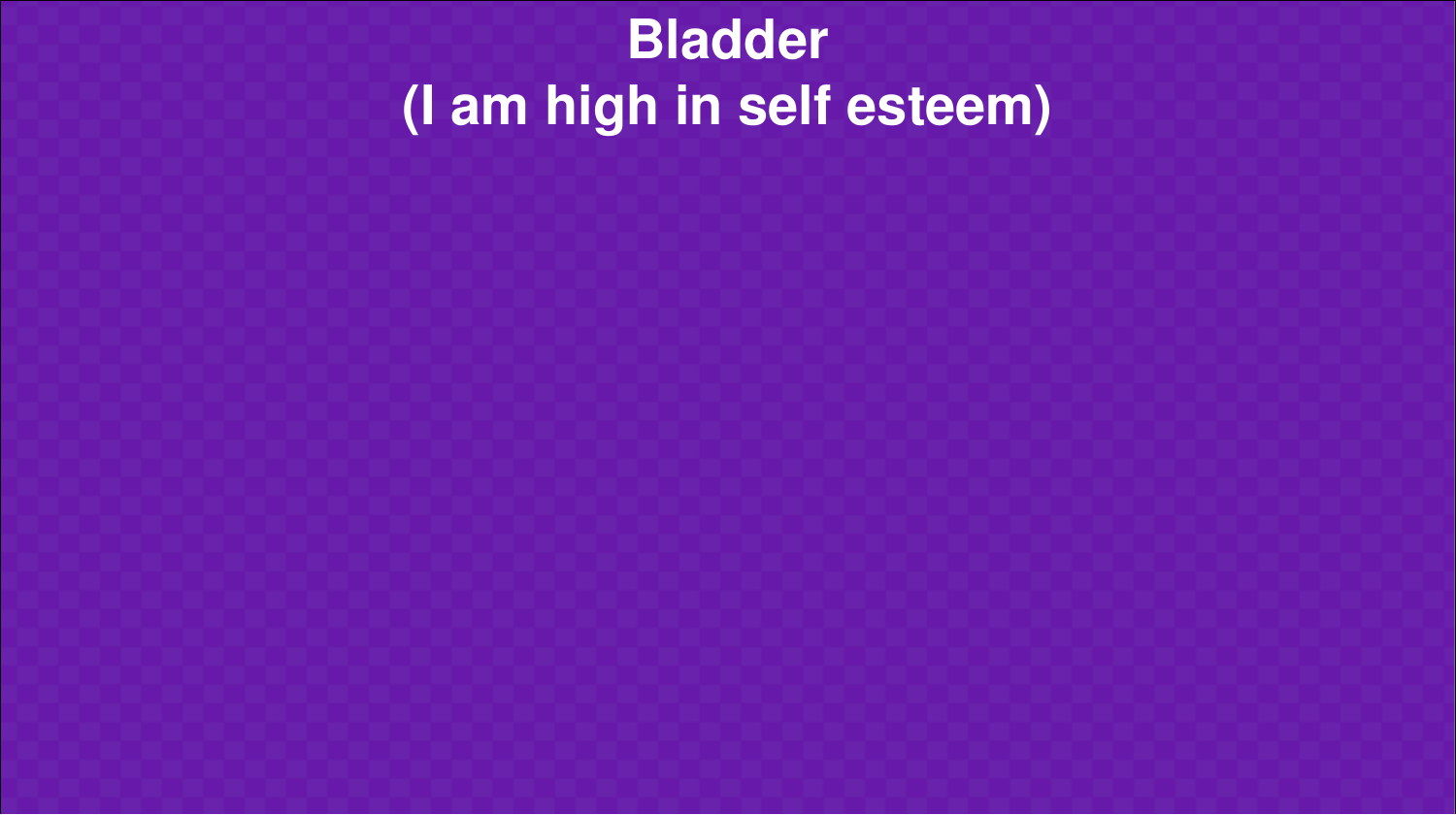# Bladder
# (I am high in self esteem)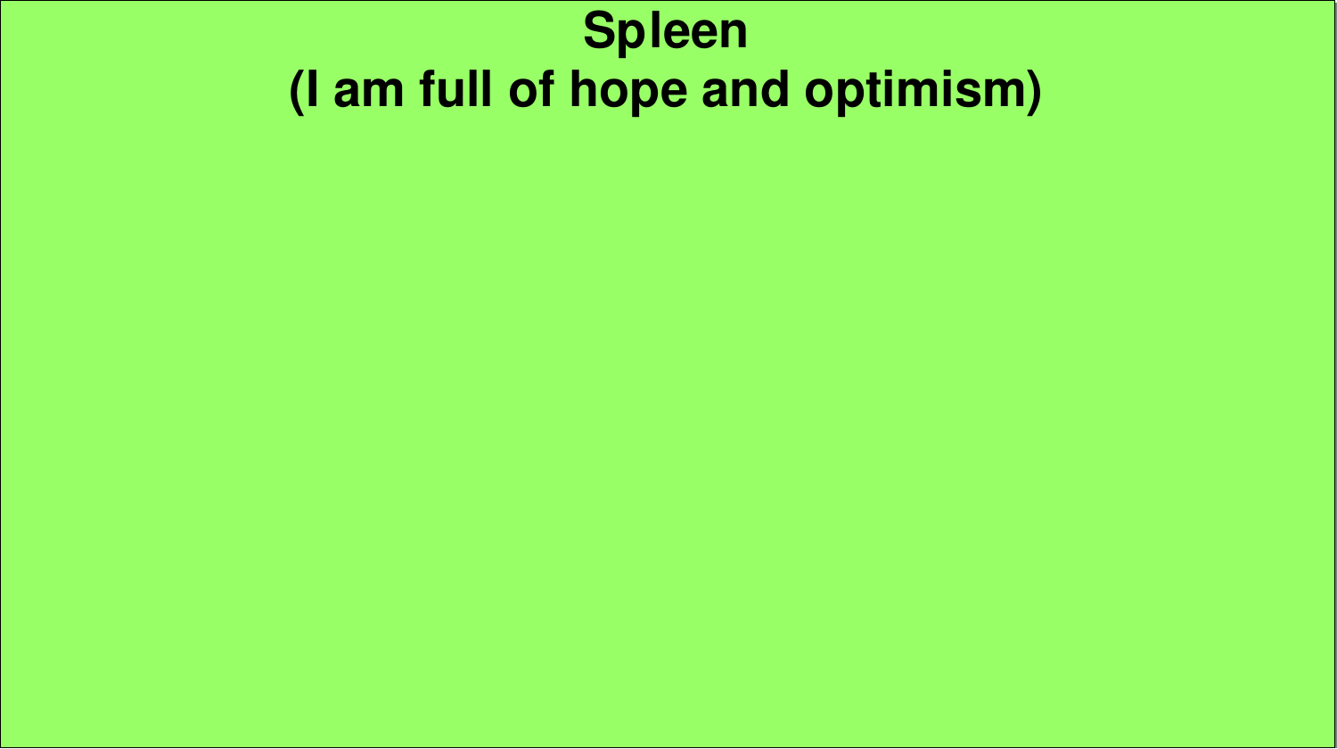# Spleen
# (I am full of hope and optimism)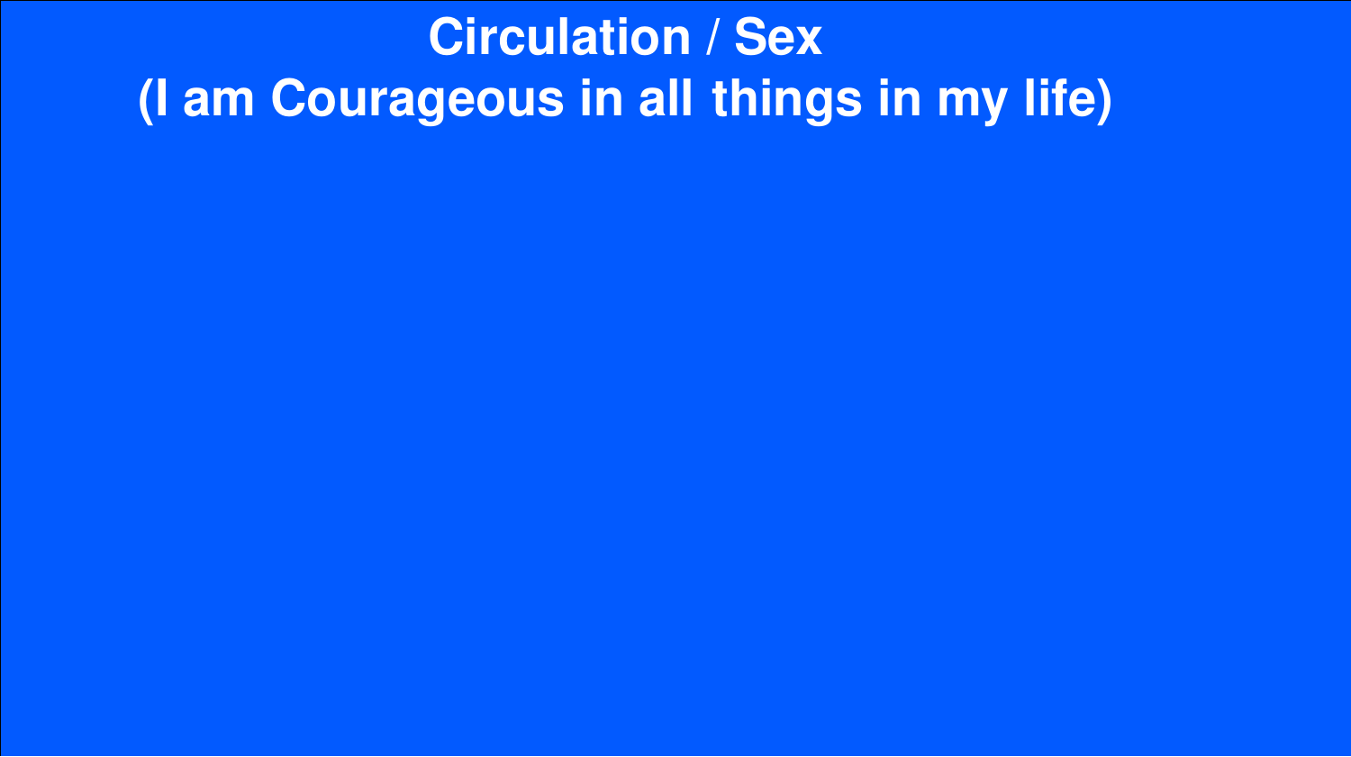# Circulation / Sex
## (I am Courageous in all things in my life)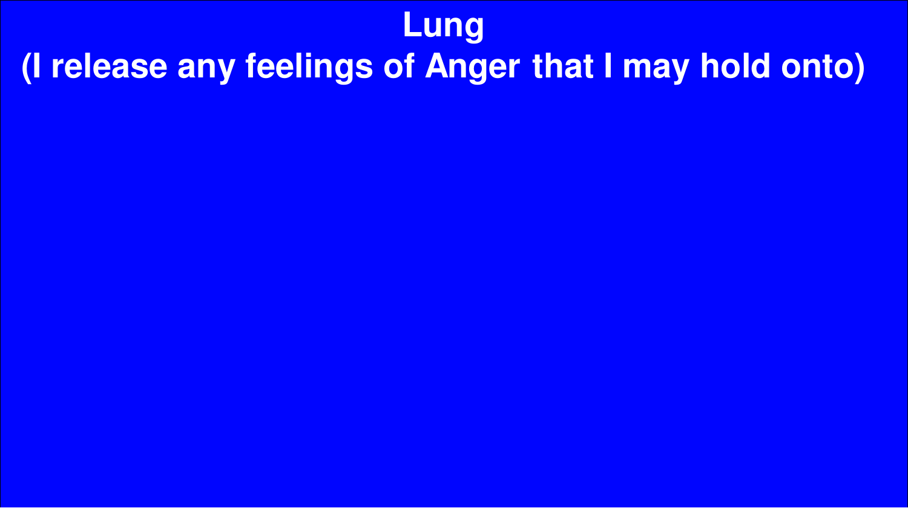# Lung

**(I release any feelings of Anger that I may hold onto)**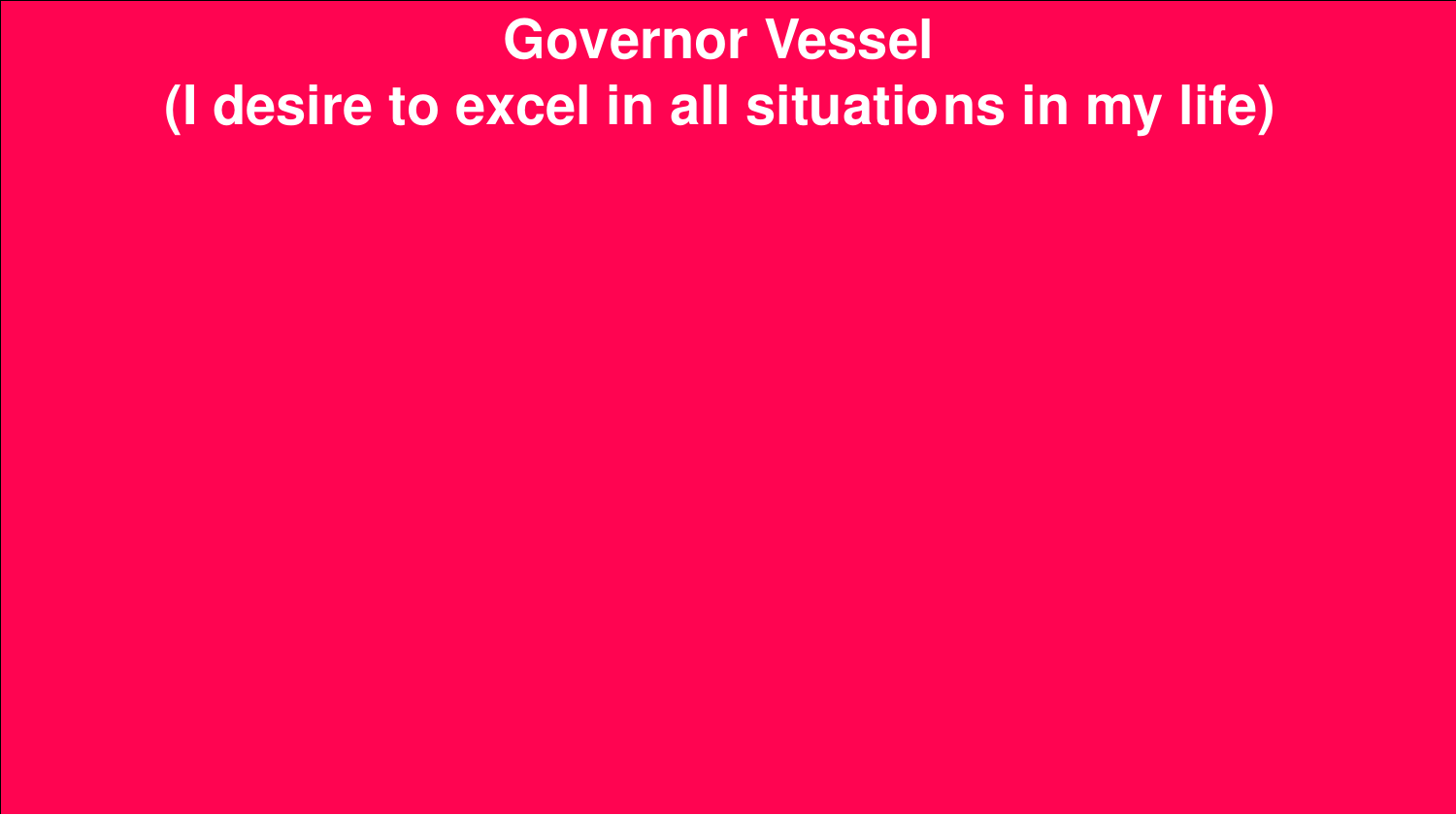# Governor Vessel
## (I desire to excel in all situations in my life)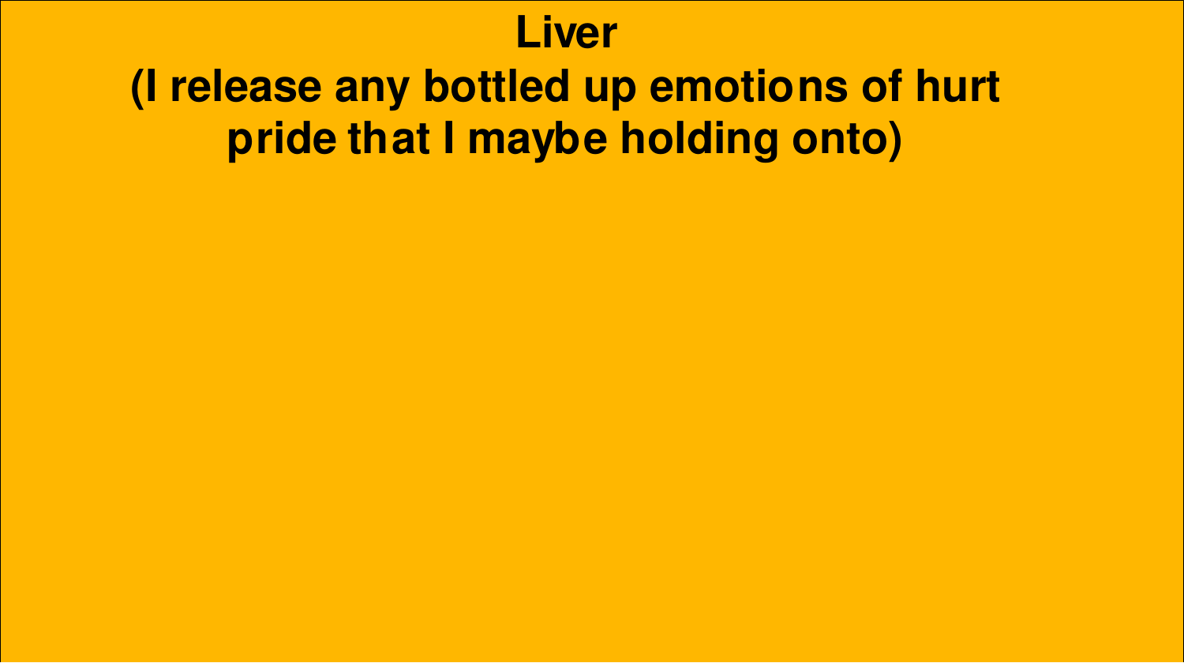# Liver

**(I release any bottled up emotions of hurt pride that I maybe holding onto)**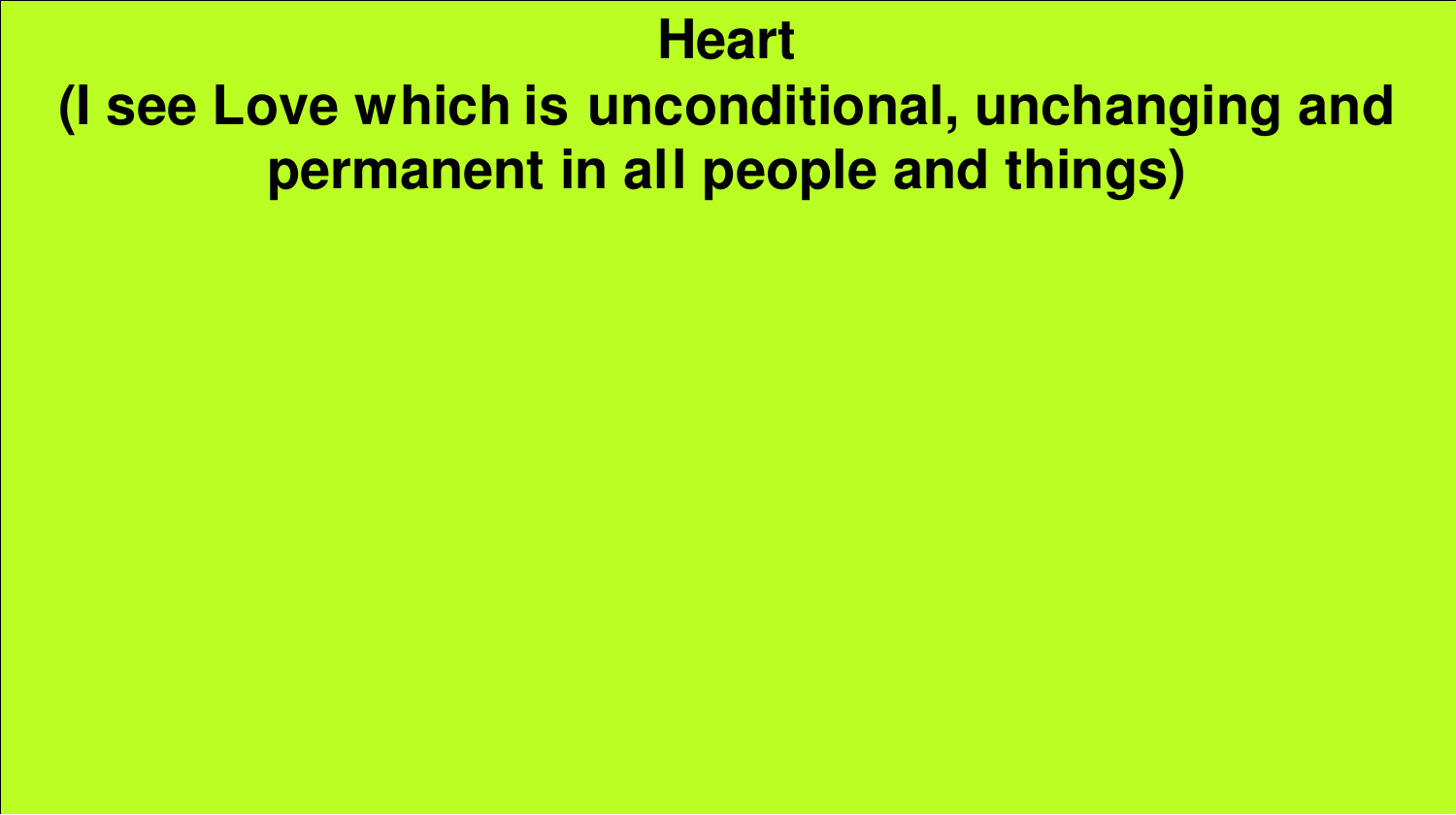# Heart

## (I see Love which is unconditional, unchanging and permanent in all people and things)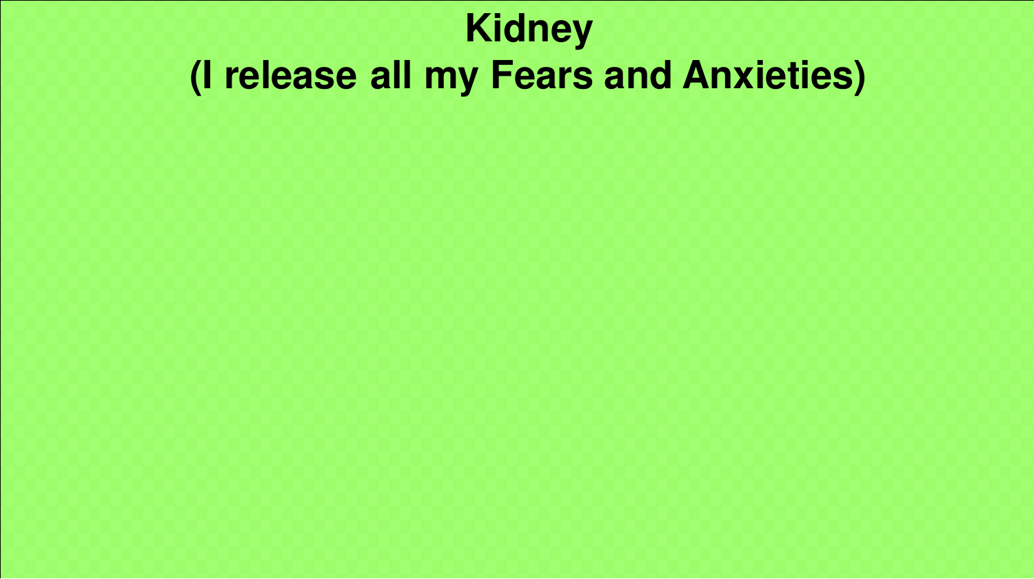# Kidney
# (I release all my Fears and Anxieties)